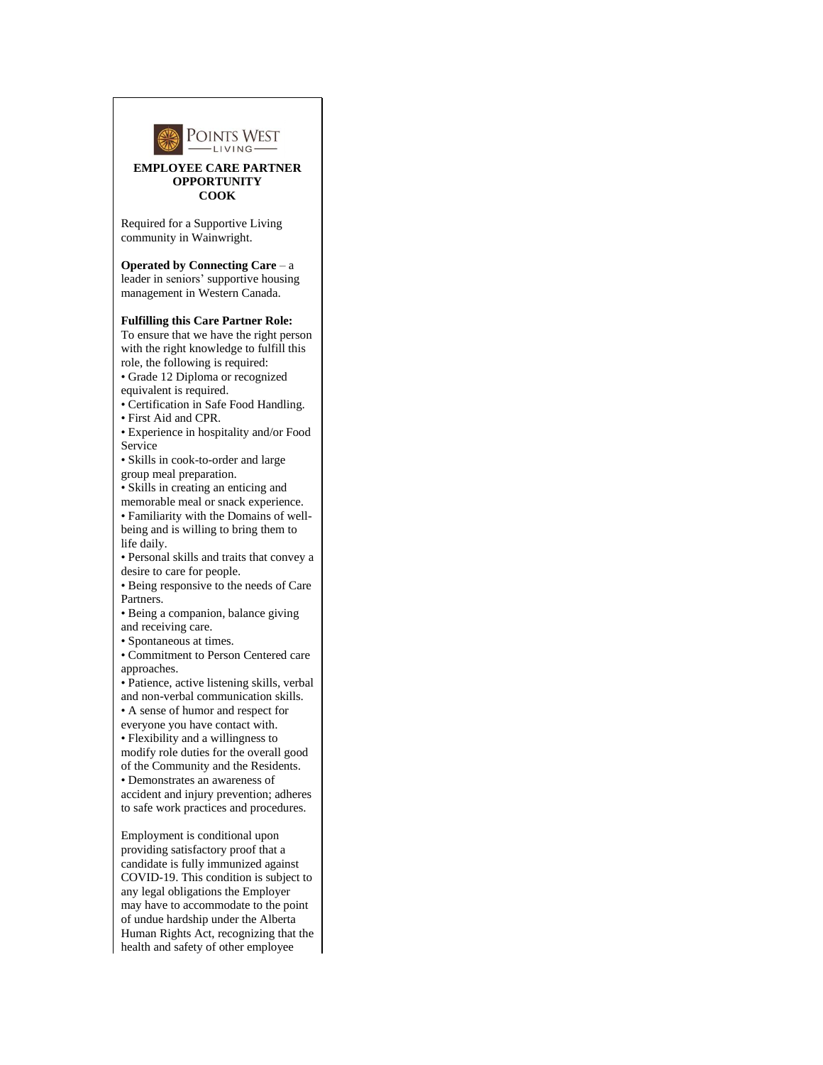POINTS WEST LIVING

**EMPLOYEE CARE PARTNER OPPORTUNITY**
**COOK**

Required for a Supportive Living community in Wainwright.

**Operated by Connecting Care** – a leader in seniors' supportive housing management in Western Canada.

**Fulfilling this Care Partner Role:**
To ensure that we have the right person with the right knowledge to fulfill this role, the following is required:

- Grade 12 Diploma or recognized equivalent is required.
- Certification in Safe Food Handling.
- First Aid and CPR.
- Experience in hospitality and/or Food Service
- Skills in cook-to-order and large group meal preparation.
- Skills in creating an enticing and memorable meal or snack experience.
- Familiarity with the Domains of well-being and is willing to bring them to life daily.
- Personal skills and traits that convey a desire to care for people.
- Being responsive to the needs of Care Partners.
- Being a companion, balance giving and receiving care.
- Spontaneous at times.
- Commitment to Person Centered care approaches.
- Patience, active listening skills, verbal and non-verbal communication skills.
- A sense of humor and respect for everyone you have contact with.
- Flexibility and a willingness to modify role duties for the overall good of the Community and the Residents.
- Demonstrates an awareness of accident and injury prevention; adheres to safe work practices and procedures.

Employment is conditional upon providing satisfactory proof that a candidate is fully immunized against COVID-19. This condition is subject to any legal obligations the Employer may have to accommodate to the point of undue hardship under the Alberta Human Rights Act, recognizing that the health and safety of other employee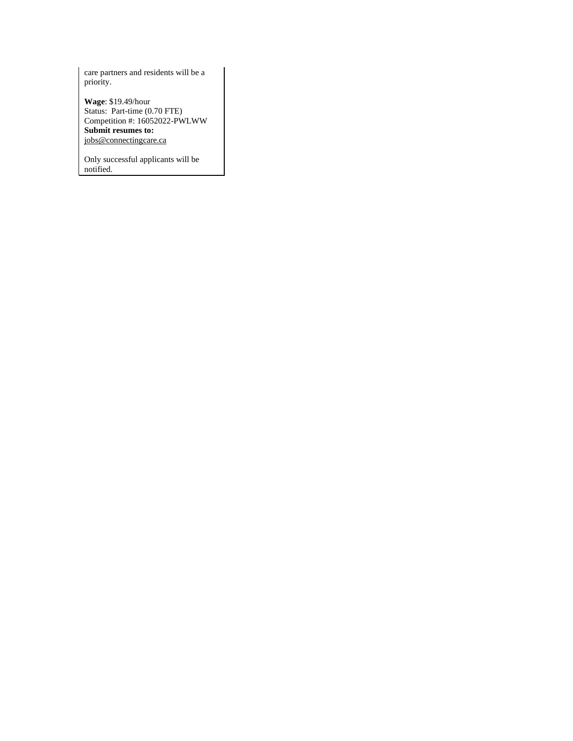care partners and residents will be a priority.

**Wage**: $19.49/hour
Status: Part-time (0.70 FTE)
Competition #: 16052022-PWLWW
**Submit resumes to:**
jobs@connectingcare.ca

Only successful applicants will be notified.